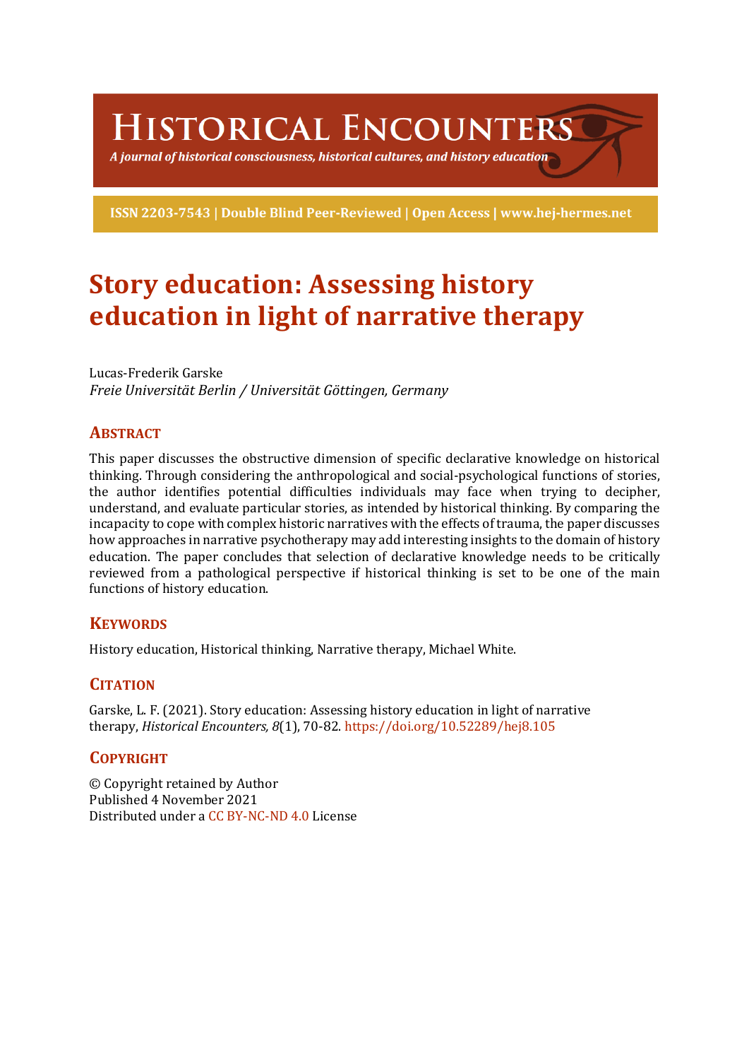# Historical Encounters

*A journal of historical consciousness, historical cultures, and history education*

**ISSN 2203-7543 | Double Blind Peer-Reviewed | Open Access | www.hej-hermes.net**

# Story education: Assessing history education in light of narrative therapy

Lucas-Frederik Garske
*Freie Universität Berlin / Universität Göttingen, Germany*

## Abstract

This paper discusses the obstructive dimension of specific declarative knowledge on historical thinking. Through considering the anthropological and social-psychological functions of stories, the author identifies potential difficulties individuals may face when trying to decipher, understand, and evaluate particular stories, as intended by historical thinking. By comparing the incapacity to cope with complex historic narratives with the effects of trauma, the paper discusses how approaches in narrative psychotherapy may add interesting insights to the domain of history education. The paper concludes that selection of declarative knowledge needs to be critically reviewed from a pathological perspective if historical thinking is set to be one of the main functions of history education.

## Keywords

History education, Historical thinking, Narrative therapy, Michael White.

## Citation

Garske, L. F. (2021). Story education: Assessing history education in light of narrative therapy, *Historical Encounters, 8*(1), 70-82. https://doi.org/10.52289/hej8.105

## Copyright

© Copyright retained by Author
Published 4 November 2021
Distributed under a CC BY-NC-ND 4.0 License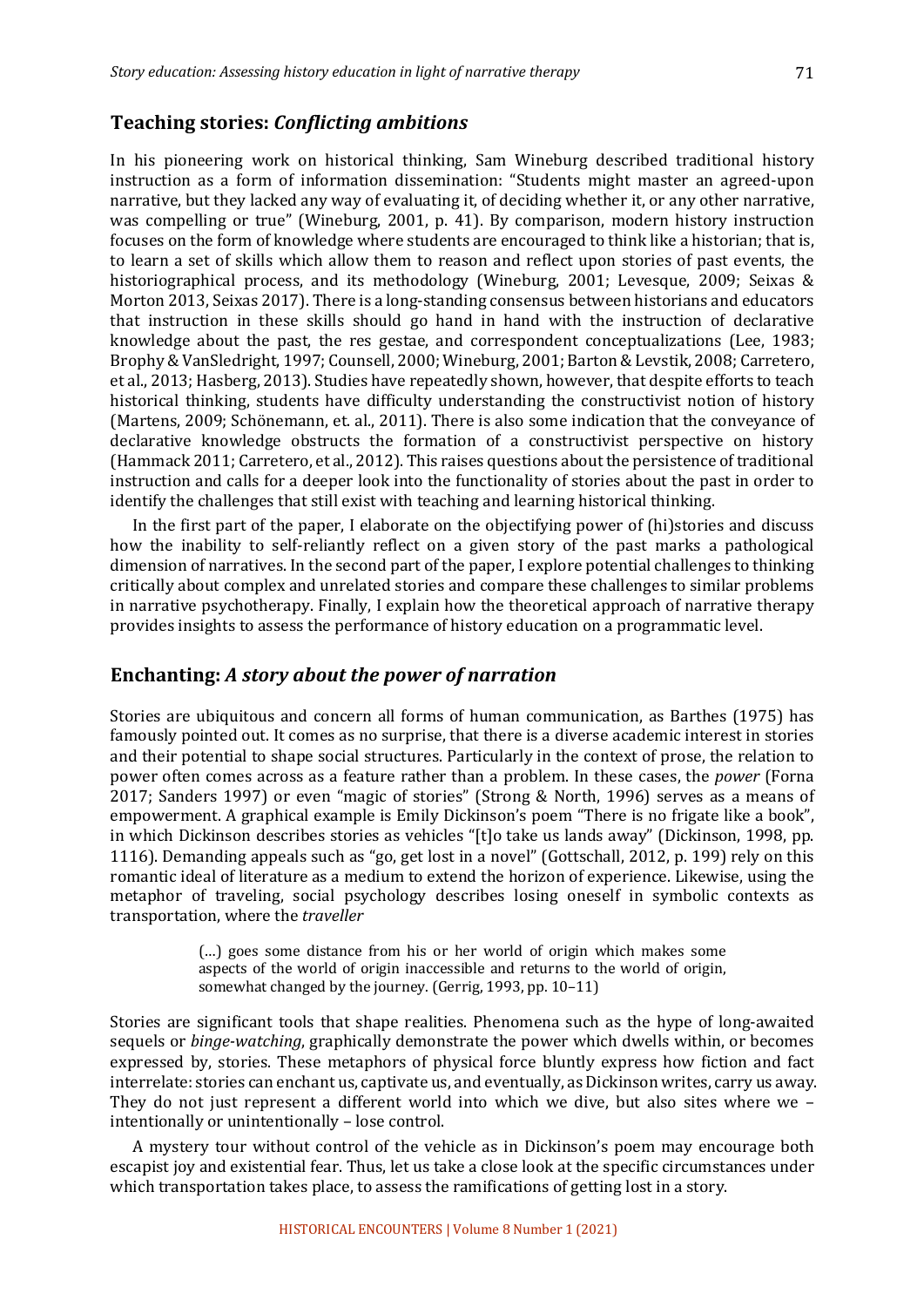## Teaching stories: *Conflicting ambitions*

In his pioneering work on historical thinking, Sam Wineburg described traditional history instruction as a form of information dissemination: "Students might master an agreed-upon narrative, but they lacked any way of evaluating it, of deciding whether it, or any other narrative, was compelling or true" (Wineburg, 2001, p. 41). By comparison, modern history instruction focuses on the form of knowledge where students are encouraged to think like a historian; that is, to learn a set of skills which allow them to reason and reflect upon stories of past events, the historiographical process, and its methodology (Wineburg, 2001; Levesque, 2009; Seixas & Morton 2013, Seixas 2017). There is a long-standing consensus between historians and educators that instruction in these skills should go hand in hand with the instruction of declarative knowledge about the past, the res gestae, and correspondent conceptualizations (Lee, 1983; Brophy & VanSledright, 1997; Counsell, 2000; Wineburg, 2001; Barton & Levstik, 2008; Carretero, et al., 2013; Hasberg, 2013). Studies have repeatedly shown, however, that despite efforts to teach historical thinking, students have difficulty understanding the constructivist notion of history (Martens, 2009; Schönemann, et. al., 2011). There is also some indication that the conveyance of declarative knowledge obstructs the formation of a constructivist perspective on history (Hammack 2011; Carretero, et al., 2012). This raises questions about the persistence of traditional instruction and calls for a deeper look into the functionality of stories about the past in order to identify the challenges that still exist with teaching and learning historical thinking.

In the first part of the paper, I elaborate on the objectifying power of (hi)stories and discuss how the inability to self-reliantly reflect on a given story of the past marks a pathological dimension of narratives. In the second part of the paper, I explore potential challenges to thinking critically about complex and unrelated stories and compare these challenges to similar problems in narrative psychotherapy. Finally, I explain how the theoretical approach of narrative therapy provides insights to assess the performance of history education on a programmatic level.

## Enchanting: *A story about the power of narration*

Stories are ubiquitous and concern all forms of human communication, as Barthes (1975) has famously pointed out. It comes as no surprise, that there is a diverse academic interest in stories and their potential to shape social structures. Particularly in the context of prose, the relation to power often comes across as a feature rather than a problem. In these cases, the *power* (Forna 2017; Sanders 1997) or even "magic of stories" (Strong & North, 1996) serves as a means of empowerment. A graphical example is Emily Dickinson's poem "There is no frigate like a book", in which Dickinson describes stories as vehicles "[t]o take us lands away" (Dickinson, 1998, pp. 1116). Demanding appeals such as "go, get lost in a novel" (Gottschall, 2012, p. 199) rely on this romantic ideal of literature as a medium to extend the horizon of experience. Likewise, using the metaphor of traveling, social psychology describes losing oneself in symbolic contexts as transportation, where the *traveller*

> (…) goes some distance from his or her world of origin which makes some aspects of the world of origin inaccessible and returns to the world of origin, somewhat changed by the journey. (Gerrig, 1993, pp. 10–11)

Stories are significant tools that shape realities. Phenomena such as the hype of long-awaited sequels or *binge-watching*, graphically demonstrate the power which dwells within, or becomes expressed by, stories. These metaphors of physical force bluntly express how fiction and fact interrelate: stories can enchant us, captivate us, and eventually, as Dickinson writes, carry us away. They do not just represent a different world into which we dive, but also sites where we – intentionally or unintentionally – lose control.

A mystery tour without control of the vehicle as in Dickinson's poem may encourage both escapist joy and existential fear. Thus, let us take a close look at the specific circumstances under which transportation takes place, to assess the ramifications of getting lost in a story.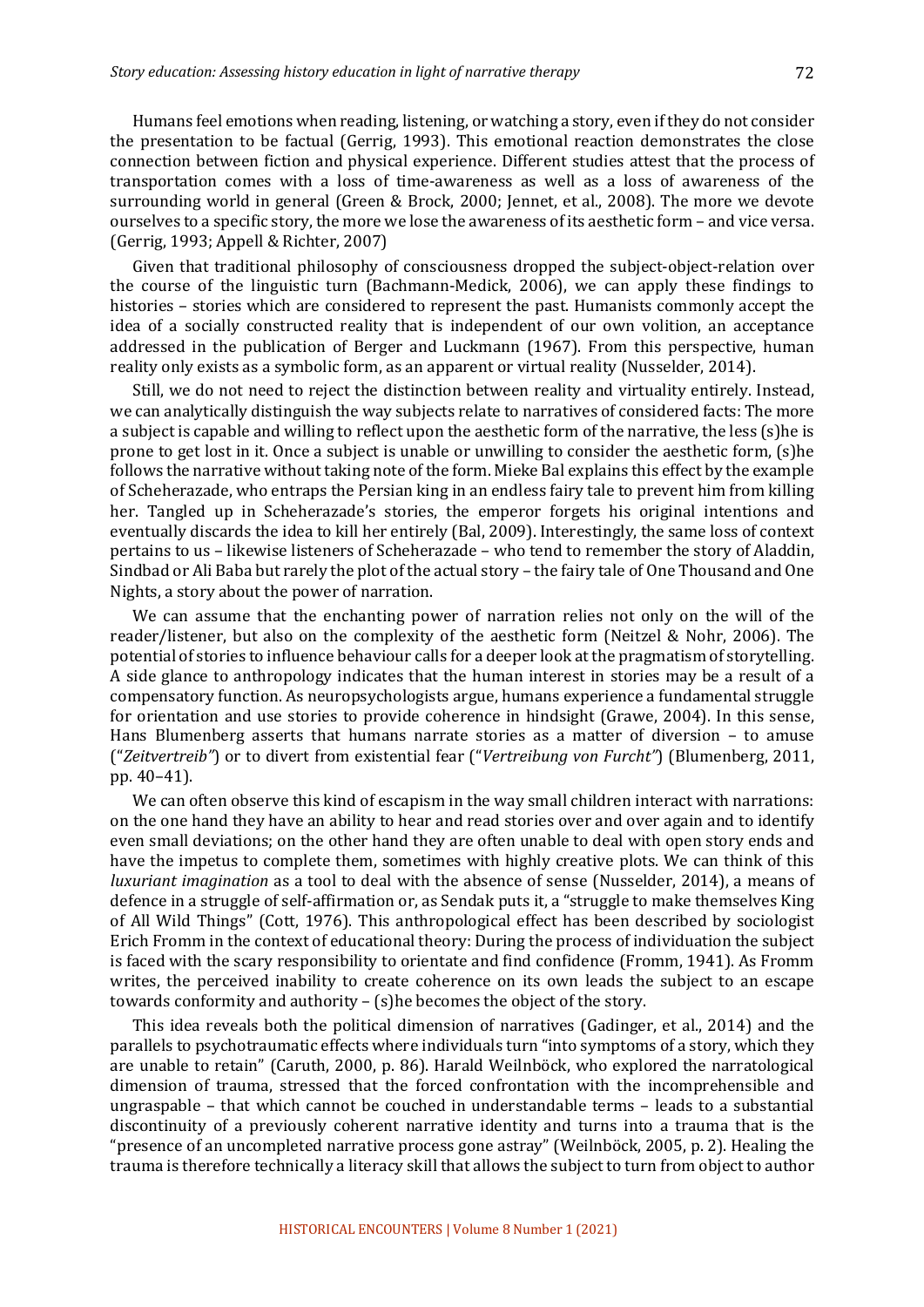Humans feel emotions when reading, listening, or watching a story, even if they do not consider the presentation to be factual (Gerrig, 1993). This emotional reaction demonstrates the close connection between fiction and physical experience. Different studies attest that the process of transportation comes with a loss of time-awareness as well as a loss of awareness of the surrounding world in general (Green & Brock, 2000; Jennet, et al., 2008). The more we devote ourselves to a specific story, the more we lose the awareness of its aesthetic form – and vice versa. (Gerrig, 1993; Appell & Richter, 2007)

Given that traditional philosophy of consciousness dropped the subject-object-relation over the course of the linguistic turn (Bachmann-Medick, 2006), we can apply these findings to histories – stories which are considered to represent the past. Humanists commonly accept the idea of a socially constructed reality that is independent of our own volition, an acceptance addressed in the publication of Berger and Luckmann (1967). From this perspective, human reality only exists as a symbolic form, as an apparent or virtual reality (Nusselder, 2014).

Still, we do not need to reject the distinction between reality and virtuality entirely. Instead, we can analytically distinguish the way subjects relate to narratives of considered facts: The more a subject is capable and willing to reflect upon the aesthetic form of the narrative, the less (s)he is prone to get lost in it. Once a subject is unable or unwilling to consider the aesthetic form, (s)he follows the narrative without taking note of the form. Mieke Bal explains this effect by the example of Scheherazade, who entraps the Persian king in an endless fairy tale to prevent him from killing her. Tangled up in Scheherazade's stories, the emperor forgets his original intentions and eventually discards the idea to kill her entirely (Bal, 2009). Interestingly, the same loss of context pertains to us – likewise listeners of Scheherazade – who tend to remember the story of Aladdin, Sindbad or Ali Baba but rarely the plot of the actual story – the fairy tale of One Thousand and One Nights, a story about the power of narration.

We can assume that the enchanting power of narration relies not only on the will of the reader/listener, but also on the complexity of the aesthetic form (Neitzel & Nohr, 2006). The potential of stories to influence behaviour calls for a deeper look at the pragmatism of storytelling. A side glance to anthropology indicates that the human interest in stories may be a result of a compensatory function. As neuropsychologists argue, humans experience a fundamental struggle for orientation and use stories to provide coherence in hindsight (Grawe, 2004). In this sense, Hans Blumenberg asserts that humans narrate stories as a matter of diversion – to amuse ("*Zeitvertreib"*) or to divert from existential fear ("*Vertreibung von Furcht"*) (Blumenberg, 2011, pp. 40–41).

We can often observe this kind of escapism in the way small children interact with narrations: on the one hand they have an ability to hear and read stories over and over again and to identify even small deviations; on the other hand they are often unable to deal with open story ends and have the impetus to complete them, sometimes with highly creative plots. We can think of this *luxuriant imagination* as a tool to deal with the absence of sense (Nusselder, 2014), a means of defence in a struggle of self-affirmation or, as Sendak puts it, a "struggle to make themselves King of All Wild Things" (Cott, 1976). This anthropological effect has been described by sociologist Erich Fromm in the context of educational theory: During the process of individuation the subject is faced with the scary responsibility to orientate and find confidence (Fromm, 1941). As Fromm writes, the perceived inability to create coherence on its own leads the subject to an escape towards conformity and authority – (s)he becomes the object of the story.

This idea reveals both the political dimension of narratives (Gadinger, et al., 2014) and the parallels to psychotraumatic effects where individuals turn "into symptoms of a story, which they are unable to retain" (Caruth, 2000, p. 86). Harald Weilnböck, who explored the narratological dimension of trauma, stressed that the forced confrontation with the incomprehensible and ungraspable – that which cannot be couched in understandable terms – leads to a substantial discontinuity of a previously coherent narrative identity and turns into a trauma that is the "presence of an uncompleted narrative process gone astray" (Weilnböck, 2005, p. 2). Healing the trauma is therefore technically a literacy skill that allows the subject to turn from object to author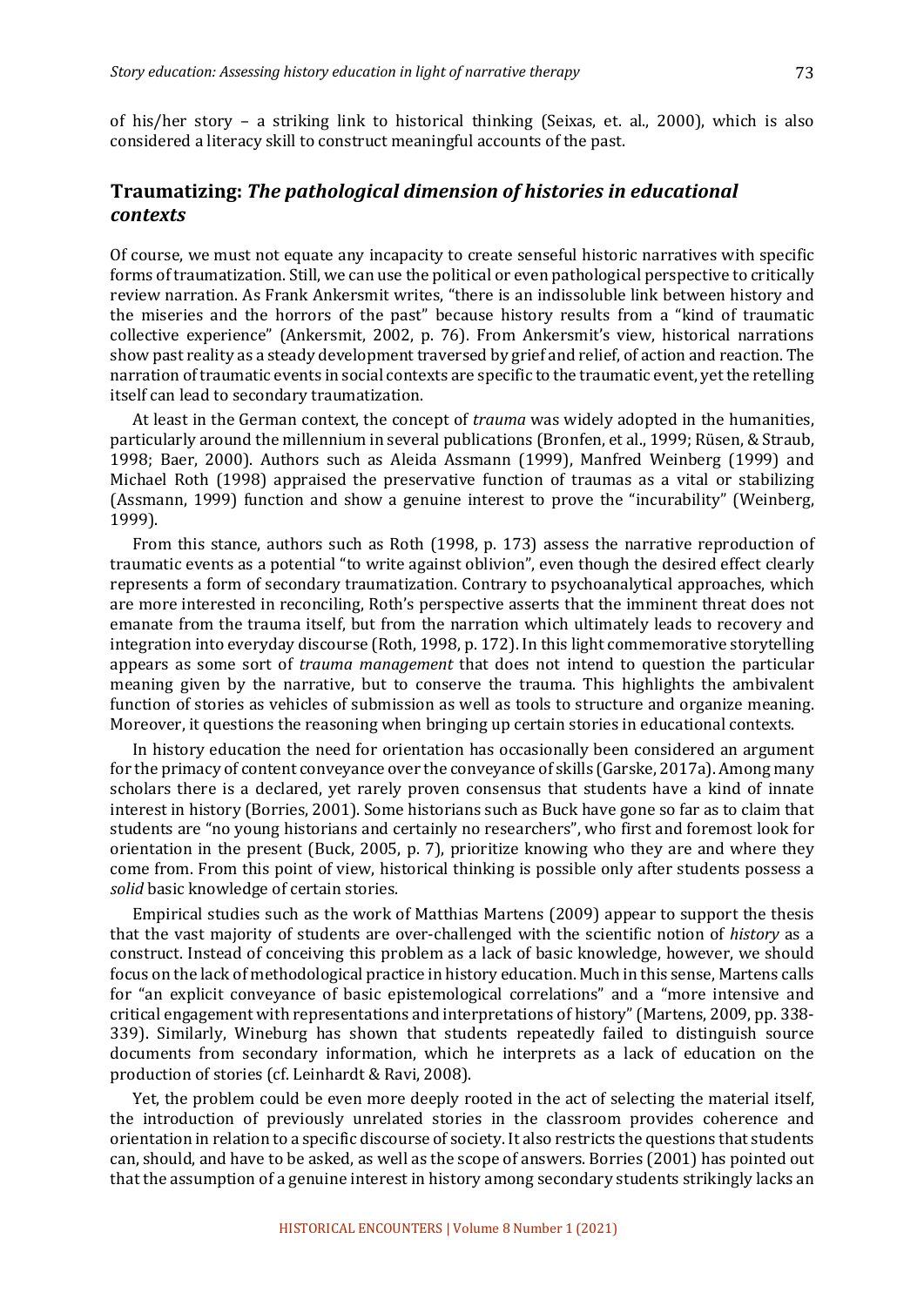of his/her story – a striking link to historical thinking (Seixas, et. al., 2000), which is also considered a literacy skill to construct meaningful accounts of the past.

## Traumatizing: *The pathological dimension of histories in educational contexts*

Of course, we must not equate any incapacity to create senseful historic narratives with specific forms of traumatization. Still, we can use the political or even pathological perspective to critically review narration. As Frank Ankersmit writes, "there is an indissoluble link between history and the miseries and the horrors of the past" because history results from a "kind of traumatic collective experience" (Ankersmit, 2002, p. 76). From Ankersmit's view, historical narrations show past reality as a steady development traversed by grief and relief, of action and reaction. The narration of traumatic events in social contexts are specific to the traumatic event, yet the retelling itself can lead to secondary traumatization.

At least in the German context, the concept of *trauma* was widely adopted in the humanities, particularly around the millennium in several publications (Bronfen, et al., 1999; Rüsen, & Straub, 1998; Baer, 2000). Authors such as Aleida Assmann (1999), Manfred Weinberg (1999) and Michael Roth (1998) appraised the preservative function of traumas as a vital or stabilizing (Assmann, 1999) function and show a genuine interest to prove the "incurability" (Weinberg, 1999).

From this stance, authors such as Roth (1998, p. 173) assess the narrative reproduction of traumatic events as a potential "to write against oblivion", even though the desired effect clearly represents a form of secondary traumatization. Contrary to psychoanalytical approaches, which are more interested in reconciling, Roth's perspective asserts that the imminent threat does not emanate from the trauma itself, but from the narration which ultimately leads to recovery and integration into everyday discourse (Roth, 1998, p. 172). In this light commemorative storytelling appears as some sort of *trauma management* that does not intend to question the particular meaning given by the narrative, but to conserve the trauma. This highlights the ambivalent function of stories as vehicles of submission as well as tools to structure and organize meaning. Moreover, it questions the reasoning when bringing up certain stories in educational contexts.

In history education the need for orientation has occasionally been considered an argument for the primacy of content conveyance over the conveyance of skills (Garske, 2017a). Among many scholars there is a declared, yet rarely proven consensus that students have a kind of innate interest in history (Borries, 2001). Some historians such as Buck have gone so far as to claim that students are "no young historians and certainly no researchers", who first and foremost look for orientation in the present (Buck, 2005, p. 7), prioritize knowing who they are and where they come from. From this point of view, historical thinking is possible only after students possess a *solid* basic knowledge of certain stories.

Empirical studies such as the work of Matthias Martens (2009) appear to support the thesis that the vast majority of students are over-challenged with the scientific notion of *history* as a construct. Instead of conceiving this problem as a lack of basic knowledge, however, we should focus on the lack of methodological practice in history education. Much in this sense, Martens calls for "an explicit conveyance of basic epistemological correlations" and a "more intensive and critical engagement with representations and interpretations of history" (Martens, 2009, pp. 338-339). Similarly, Wineburg has shown that students repeatedly failed to distinguish source documents from secondary information, which he interprets as a lack of education on the production of stories (cf. Leinhardt & Ravi, 2008).

Yet, the problem could be even more deeply rooted in the act of selecting the material itself, the introduction of previously unrelated stories in the classroom provides coherence and orientation in relation to a specific discourse of society. It also restricts the questions that students can, should, and have to be asked, as well as the scope of answers. Borries (2001) has pointed out that the assumption of a genuine interest in history among secondary students strikingly lacks an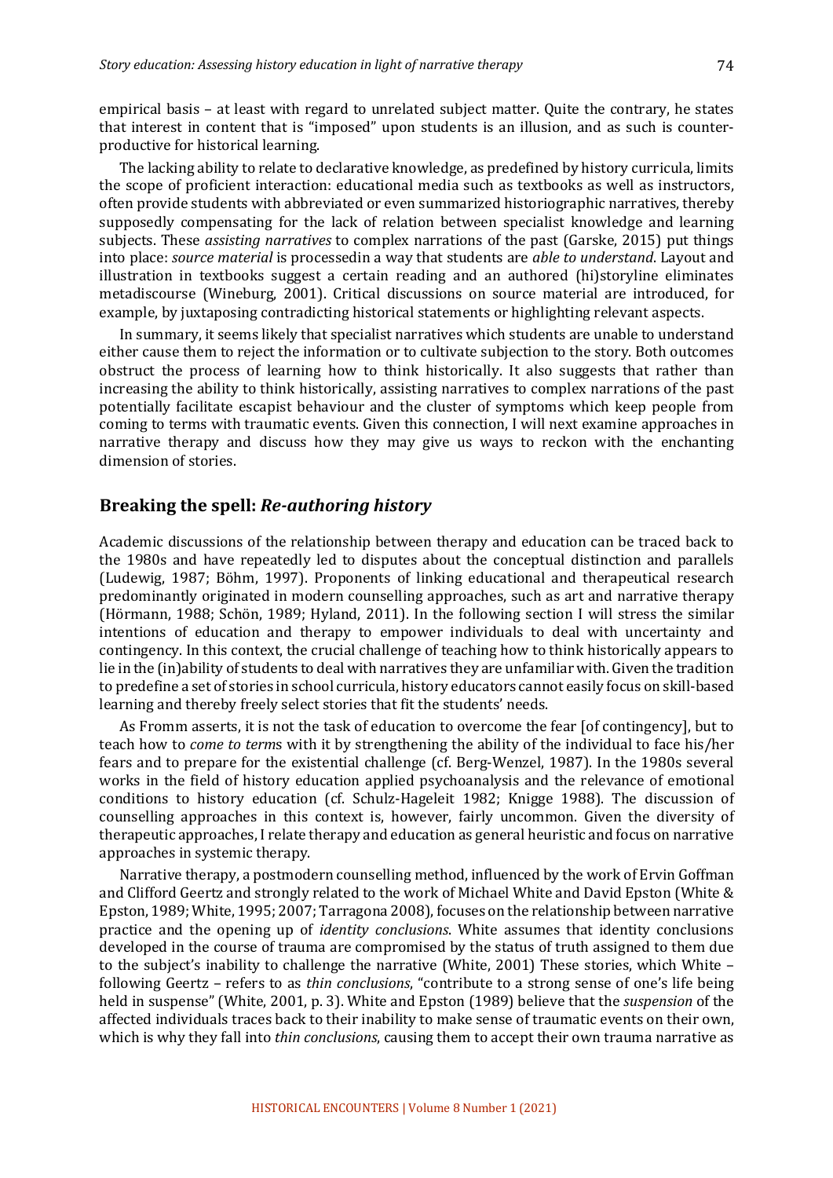empirical basis – at least with regard to unrelated subject matter. Quite the contrary, he states that interest in content that is "imposed" upon students is an illusion, and as such is counterproductive for historical learning.

The lacking ability to relate to declarative knowledge, as predefined by history curricula, limits the scope of proficient interaction: educational media such as textbooks as well as instructors, often provide students with abbreviated or even summarized historiographic narratives, thereby supposedly compensating for the lack of relation between specialist knowledge and learning subjects. These *assisting narratives* to complex narrations of the past (Garske, 2015) put things into place: *source material* is processedin a way that students are *able to understand*. Layout and illustration in textbooks suggest a certain reading and an authored (hi)storyline eliminates metadiscourse (Wineburg, 2001). Critical discussions on source material are introduced, for example, by juxtaposing contradicting historical statements or highlighting relevant aspects.

In summary, it seems likely that specialist narratives which students are unable to understand either cause them to reject the information or to cultivate subjection to the story. Both outcomes obstruct the process of learning how to think historically. It also suggests that rather than increasing the ability to think historically, assisting narratives to complex narrations of the past potentially facilitate escapist behaviour and the cluster of symptoms which keep people from coming to terms with traumatic events. Given this connection, I will next examine approaches in narrative therapy and discuss how they may give us ways to reckon with the enchanting dimension of stories.

## Breaking the spell: *Re-authoring history*

Academic discussions of the relationship between therapy and education can be traced back to the 1980s and have repeatedly led to disputes about the conceptual distinction and parallels (Ludewig, 1987; Böhm, 1997). Proponents of linking educational and therapeutical research predominantly originated in modern counselling approaches, such as art and narrative therapy (Hörmann, 1988; Schön, 1989; Hyland, 2011). In the following section I will stress the similar intentions of education and therapy to empower individuals to deal with uncertainty and contingency. In this context, the crucial challenge of teaching how to think historically appears to lie in the (in)ability of students to deal with narratives they are unfamiliar with. Given the tradition to predefine a set of stories in school curricula, history educators cannot easily focus on skill-based learning and thereby freely select stories that fit the students' needs.

As Fromm asserts, it is not the task of education to overcome the fear [of contingency], but to teach how to *come to terms* with it by strengthening the ability of the individual to face his/her fears and to prepare for the existential challenge (cf. Berg-Wenzel, 1987). In the 1980s several works in the field of history education applied psychoanalysis and the relevance of emotional conditions to history education (cf. Schulz-Hageleit 1982; Knigge 1988). The discussion of counselling approaches in this context is, however, fairly uncommon. Given the diversity of therapeutic approaches, I relate therapy and education as general heuristic and focus on narrative approaches in systemic therapy.

Narrative therapy, a postmodern counselling method, influenced by the work of Ervin Goffman and Clifford Geertz and strongly related to the work of Michael White and David Epston (White & Epston, 1989; White, 1995; 2007; Tarragona 2008), focuses on the relationship between narrative practice and the opening up of *identity conclusions*. White assumes that identity conclusions developed in the course of trauma are compromised by the status of truth assigned to them due to the subject's inability to challenge the narrative (White, 2001) These stories, which White – following Geertz – refers to as *thin conclusions*, "contribute to a strong sense of one's life being held in suspense" (White, 2001, p. 3). White and Epston (1989) believe that the *suspension* of the affected individuals traces back to their inability to make sense of traumatic events on their own, which is why they fall into *thin conclusions*, causing them to accept their own trauma narrative as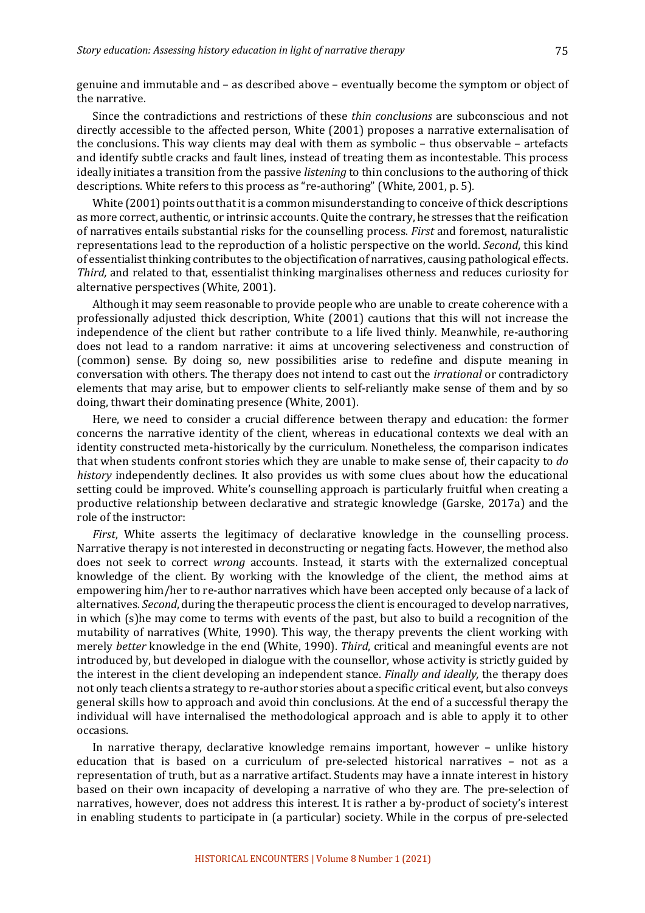genuine and immutable and – as described above – eventually become the symptom or object of the narrative.

Since the contradictions and restrictions of these *thin conclusions* are subconscious and not directly accessible to the affected person, White (2001) proposes a narrative externalisation of the conclusions. This way clients may deal with them as symbolic – thus observable – artefacts and identify subtle cracks and fault lines, instead of treating them as incontestable. This process ideally initiates a transition from the passive *listening* to thin conclusions to the authoring of thick descriptions. White refers to this process as "re-authoring" (White, 2001, p. 5).

White (2001) points out that it is a common misunderstanding to conceive of thick descriptions as more correct, authentic, or intrinsic accounts. Quite the contrary, he stresses that the reification of narratives entails substantial risks for the counselling process. *First* and foremost, naturalistic representations lead to the reproduction of a holistic perspective on the world. *Second*, this kind of essentialist thinking contributes to the objectification of narratives, causing pathological effects. *Third,* and related to that, essentialist thinking marginalises otherness and reduces curiosity for alternative perspectives (White, 2001).

Although it may seem reasonable to provide people who are unable to create coherence with a professionally adjusted thick description, White (2001) cautions that this will not increase the independence of the client but rather contribute to a life lived thinly. Meanwhile, re-authoring does not lead to a random narrative: it aims at uncovering selectiveness and construction of (common) sense. By doing so, new possibilities arise to redefine and dispute meaning in conversation with others. The therapy does not intend to cast out the *irrational* or contradictory elements that may arise, but to empower clients to self-reliantly make sense of them and by so doing, thwart their dominating presence (White, 2001).

Here, we need to consider a crucial difference between therapy and education: the former concerns the narrative identity of the client, whereas in educational contexts we deal with an identity constructed meta-historically by the curriculum. Nonetheless, the comparison indicates that when students confront stories which they are unable to make sense of, their capacity to *do history* independently declines. It also provides us with some clues about how the educational setting could be improved. White's counselling approach is particularly fruitful when creating a productive relationship between declarative and strategic knowledge (Garske, 2017a) and the role of the instructor:

*First*, White asserts the legitimacy of declarative knowledge in the counselling process. Narrative therapy is not interested in deconstructing or negating facts. However, the method also does not seek to correct *wrong* accounts. Instead, it starts with the externalized conceptual knowledge of the client. By working with the knowledge of the client, the method aims at empowering him/her to re-author narratives which have been accepted only because of a lack of alternatives. *Second*, during the therapeutic process the client is encouraged to develop narratives, in which (s)he may come to terms with events of the past, but also to build a recognition of the mutability of narratives (White, 1990). This way, the therapy prevents the client working with merely *better* knowledge in the end (White, 1990). *Third*, critical and meaningful events are not introduced by, but developed in dialogue with the counsellor, whose activity is strictly guided by the interest in the client developing an independent stance. *Finally and ideally,* the therapy does not only teach clients a strategy to re-author stories about a specific critical event, but also conveys general skills how to approach and avoid thin conclusions. At the end of a successful therapy the individual will have internalised the methodological approach and is able to apply it to other occasions.

In narrative therapy, declarative knowledge remains important, however – unlike history education that is based on a curriculum of pre-selected historical narratives – not as a representation of truth, but as a narrative artifact. Students may have a innate interest in history based on their own incapacity of developing a narrative of who they are. The pre-selection of narratives, however, does not address this interest. It is rather a by-product of society's interest in enabling students to participate in (a particular) society. While in the corpus of pre-selected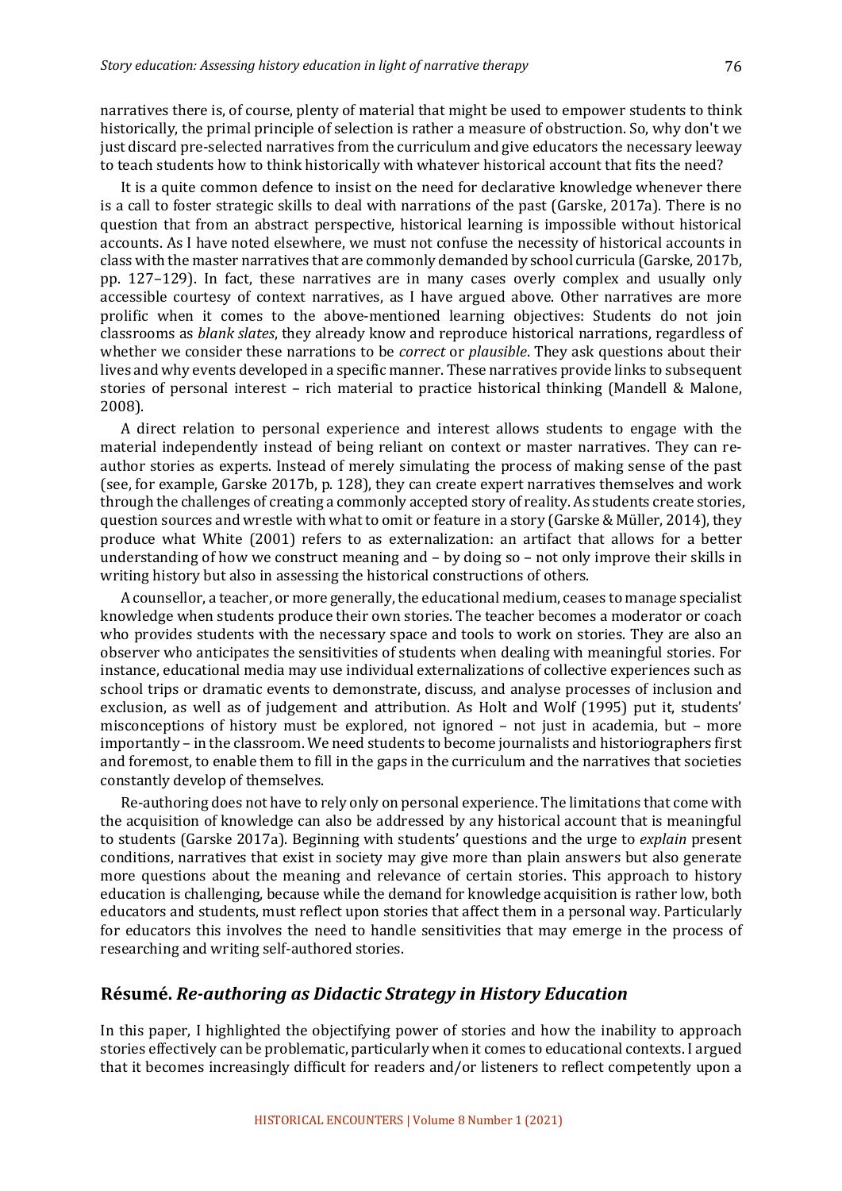narratives there is, of course, plenty of material that might be used to empower students to think historically, the primal principle of selection is rather a measure of obstruction. So, why don't we just discard pre-selected narratives from the curriculum and give educators the necessary leeway to teach students how to think historically with whatever historical account that fits the need?

It is a quite common defence to insist on the need for declarative knowledge whenever there is a call to foster strategic skills to deal with narrations of the past (Garske, 2017a). There is no question that from an abstract perspective, historical learning is impossible without historical accounts. As I have noted elsewhere, we must not confuse the necessity of historical accounts in class with the master narratives that are commonly demanded by school curricula (Garske, 2017b, pp. 127–129). In fact, these narratives are in many cases overly complex and usually only accessible courtesy of context narratives, as I have argued above. Other narratives are more prolific when it comes to the above-mentioned learning objectives: Students do not join classrooms as *blank slates*, they already know and reproduce historical narrations, regardless of whether we consider these narrations to be *correct* or *plausible*. They ask questions about their lives and why events developed in a specific manner. These narratives provide links to subsequent stories of personal interest – rich material to practice historical thinking (Mandell & Malone, 2008).

A direct relation to personal experience and interest allows students to engage with the material independently instead of being reliant on context or master narratives. They can re-author stories as experts. Instead of merely simulating the process of making sense of the past (see, for example, Garske 2017b, p. 128), they can create expert narratives themselves and work through the challenges of creating a commonly accepted story of reality. As students create stories, question sources and wrestle with what to omit or feature in a story (Garske & Müller, 2014), they produce what White (2001) refers to as externalization: an artifact that allows for a better understanding of how we construct meaning and – by doing so – not only improve their skills in writing history but also in assessing the historical constructions of others.

A counsellor, a teacher, or more generally, the educational medium, ceases to manage specialist knowledge when students produce their own stories. The teacher becomes a moderator or coach who provides students with the necessary space and tools to work on stories. They are also an observer who anticipates the sensitivities of students when dealing with meaningful stories. For instance, educational media may use individual externalizations of collective experiences such as school trips or dramatic events to demonstrate, discuss, and analyse processes of inclusion and exclusion, as well as of judgement and attribution. As Holt and Wolf (1995) put it, students' misconceptions of history must be explored, not ignored – not just in academia, but – more importantly – in the classroom. We need students to become journalists and historiographers first and foremost, to enable them to fill in the gaps in the curriculum and the narratives that societies constantly develop of themselves.

Re-authoring does not have to rely only on personal experience. The limitations that come with the acquisition of knowledge can also be addressed by any historical account that is meaningful to students (Garske 2017a). Beginning with students' questions and the urge to *explain* present conditions, narratives that exist in society may give more than plain answers but also generate more questions about the meaning and relevance of certain stories. This approach to history education is challenging, because while the demand for knowledge acquisition is rather low, both educators and students, must reflect upon stories that affect them in a personal way. Particularly for educators this involves the need to handle sensitivities that may emerge in the process of researching and writing self-authored stories.

## Résumé. *Re-authoring as Didactic Strategy in History Education*

In this paper, I highlighted the objectifying power of stories and how the inability to approach stories effectively can be problematic, particularly when it comes to educational contexts. I argued that it becomes increasingly difficult for readers and/or listeners to reflect competently upon a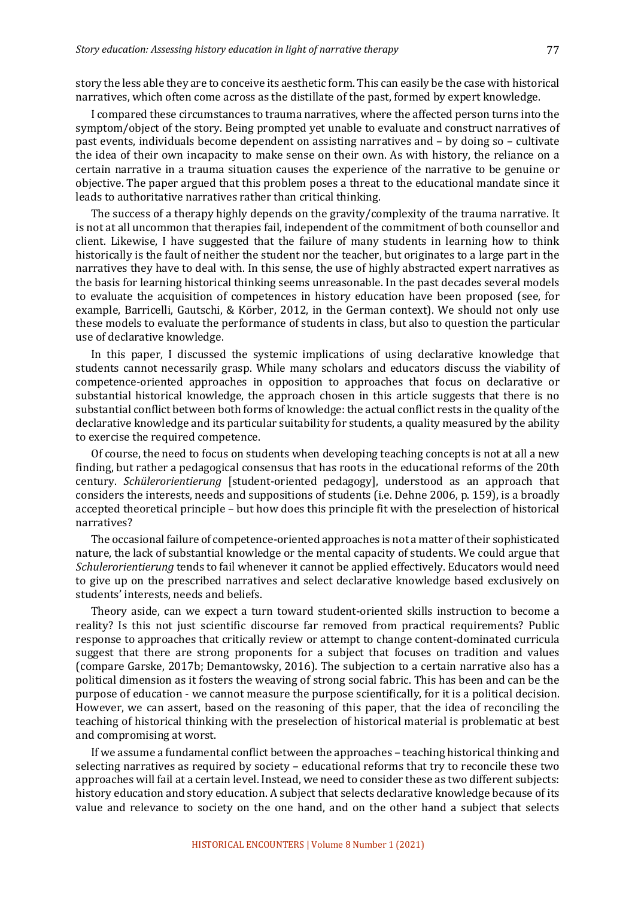story the less able they are to conceive its aesthetic form. This can easily be the case with historical narratives, which often come across as the distillate of the past, formed by expert knowledge.

I compared these circumstances to trauma narratives, where the affected person turns into the symptom/object of the story. Being prompted yet unable to evaluate and construct narratives of past events, individuals become dependent on assisting narratives and – by doing so – cultivate the idea of their own incapacity to make sense on their own. As with history, the reliance on a certain narrative in a trauma situation causes the experience of the narrative to be genuine or objective. The paper argued that this problem poses a threat to the educational mandate since it leads to authoritative narratives rather than critical thinking.

The success of a therapy highly depends on the gravity/complexity of the trauma narrative. It is not at all uncommon that therapies fail, independent of the commitment of both counsellor and client. Likewise, I have suggested that the failure of many students in learning how to think historically is the fault of neither the student nor the teacher, but originates to a large part in the narratives they have to deal with. In this sense, the use of highly abstracted expert narratives as the basis for learning historical thinking seems unreasonable. In the past decades several models to evaluate the acquisition of competences in history education have been proposed (see, for example, Barricelli, Gautschi, & Körber, 2012, in the German context). We should not only use these models to evaluate the performance of students in class, but also to question the particular use of declarative knowledge.

In this paper, I discussed the systemic implications of using declarative knowledge that students cannot necessarily grasp. While many scholars and educators discuss the viability of competence-oriented approaches in opposition to approaches that focus on declarative or substantial historical knowledge, the approach chosen in this article suggests that there is no substantial conflict between both forms of knowledge: the actual conflict rests in the quality of the declarative knowledge and its particular suitability for students, a quality measured by the ability to exercise the required competence.

Of course, the need to focus on students when developing teaching concepts is not at all a new finding, but rather a pedagogical consensus that has roots in the educational reforms of the 20th century. *Schülerorientierung* [student-oriented pedagogy], understood as an approach that considers the interests, needs and suppositions of students (i.e. Dehne 2006, p. 159), is a broadly accepted theoretical principle – but how does this principle fit with the preselection of historical narratives?

The occasional failure of competence-oriented approaches is not a matter of their sophisticated nature, the lack of substantial knowledge or the mental capacity of students. We could argue that *Schulerorientierung* tends to fail whenever it cannot be applied effectively. Educators would need to give up on the prescribed narratives and select declarative knowledge based exclusively on students' interests, needs and beliefs.

Theory aside, can we expect a turn toward student-oriented skills instruction to become a reality? Is this not just scientific discourse far removed from practical requirements? Public response to approaches that critically review or attempt to change content-dominated curricula suggest that there are strong proponents for a subject that focuses on tradition and values (compare Garske, 2017b; Demantowsky, 2016). The subjection to a certain narrative also has a political dimension as it fosters the weaving of strong social fabric. This has been and can be the purpose of education - we cannot measure the purpose scientifically, for it is a political decision. However, we can assert, based on the reasoning of this paper, that the idea of reconciling the teaching of historical thinking with the preselection of historical material is problematic at best and compromising at worst.

If we assume a fundamental conflict between the approaches – teaching historical thinking and selecting narratives as required by society – educational reforms that try to reconcile these two approaches will fail at a certain level. Instead, we need to consider these as two different subjects: history education and story education. A subject that selects declarative knowledge because of its value and relevance to society on the one hand, and on the other hand a subject that selects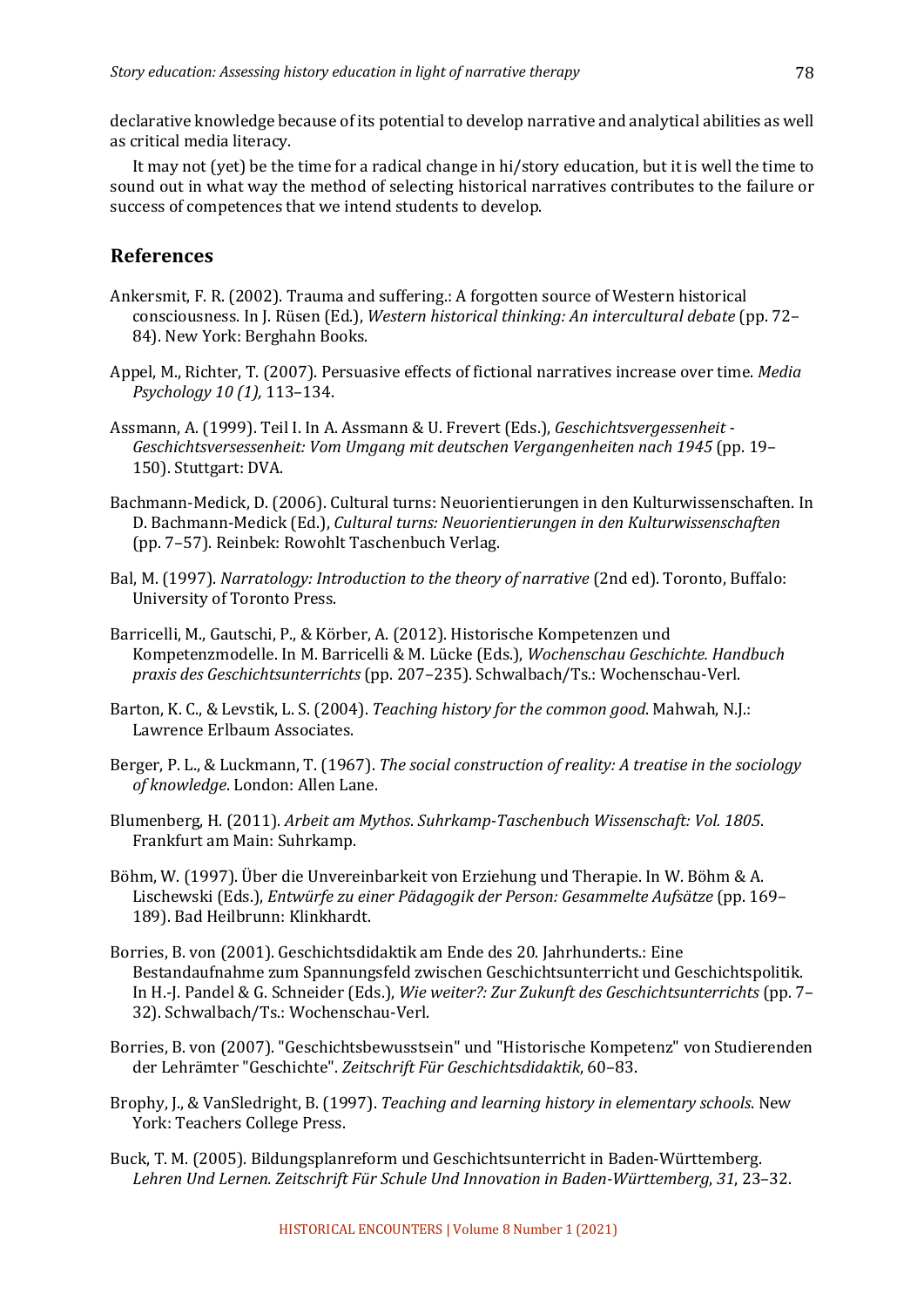declarative knowledge because of its potential to develop narrative and analytical abilities as well as critical media literacy.

It may not (yet) be the time for a radical change in hi/story education, but it is well the time to sound out in what way the method of selecting historical narratives contributes to the failure or success of competences that we intend students to develop.

## References

Ankersmit, F. R. (2002). Trauma and suffering.: A forgotten source of Western historical consciousness. In J. Rüsen (Ed.), *Western historical thinking: An intercultural debate* (pp. 72–84). New York: Berghahn Books.

Appel, M., Richter, T. (2007). Persuasive effects of fictional narratives increase over time. *Media Psychology 10 (1),* 113–134.

Assmann, A. (1999). Teil I. In A. Assmann & U. Frevert (Eds.), *Geschichtsvergessenheit - Geschichtsversessenheit: Vom Umgang mit deutschen Vergangenheiten nach 1945* (pp. 19–150). Stuttgart: DVA.

Bachmann-Medick, D. (2006). Cultural turns: Neuorientierungen in den Kulturwissenschaften. In D. Bachmann-Medick (Ed.), *Cultural turns: Neuorientierungen in den Kulturwissenschaften* (pp. 7–57). Reinbek: Rowohlt Taschenbuch Verlag.

Bal, M. (1997). *Narratology: Introduction to the theory of narrative* (2nd ed). Toronto, Buffalo: University of Toronto Press.

Barricelli, M., Gautschi, P., & Körber, A. (2012). Historische Kompetenzen und Kompetenzmodelle. In M. Barricelli & M. Lücke (Eds.), *Wochenschau Geschichte. Handbuch praxis des Geschichtsunterrichts* (pp. 207–235). Schwalbach/Ts.: Wochenschau-Verl.

Barton, K. C., & Levstik, L. S. (2004). *Teaching history for the common good*. Mahwah, N.J.: Lawrence Erlbaum Associates.

Berger, P. L., & Luckmann, T. (1967). *The social construction of reality: A treatise in the sociology of knowledge*. London: Allen Lane.

Blumenberg, H. (2011). *Arbeit am Mythos*. *Suhrkamp-Taschenbuch Wissenschaft: Vol. 1805*. Frankfurt am Main: Suhrkamp.

Böhm, W. (1997). Über die Unvereinbarkeit von Erziehung und Therapie. In W. Böhm & A. Lischewski (Eds.), *Entwürfe zu einer Pädagogik der Person: Gesammelte Aufsätze* (pp. 169–189). Bad Heilbrunn: Klinkhardt.

Borries, B. von (2001). Geschichtsdidaktik am Ende des 20. Jahrhunderts.: Eine Bestandaufnahme zum Spannungsfeld zwischen Geschichtsunterricht und Geschichtspolitik. In H.-J. Pandel & G. Schneider (Eds.), *Wie weiter?: Zur Zukunft des Geschichtsunterrichts* (pp. 7–32). Schwalbach/Ts.: Wochenschau-Verl.

Borries, B. von (2007). "Geschichtsbewusstsein" und "Historische Kompetenz" von Studierenden der Lehrämter "Geschichte". *Zeitschrift Für Geschichtsdidaktik*, 60–83.

Brophy, J., & VanSledright, B. (1997). *Teaching and learning history in elementary schools*. New York: Teachers College Press.

Buck, T. M. (2005). Bildungsplanreform und Geschichtsunterricht in Baden-Württemberg. *Lehren Und Lernen. Zeitschrift Für Schule Und Innovation in Baden-Württemberg*, *31*, 23–32.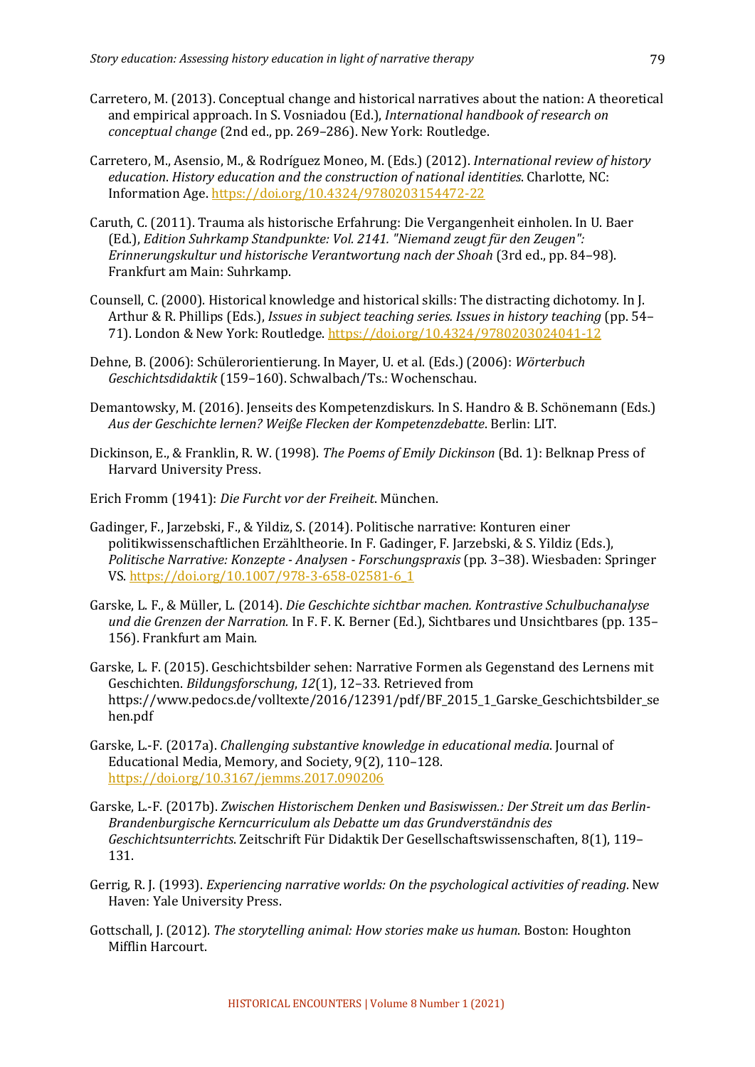Carretero, M. (2013). Conceptual change and historical narratives about the nation: A theoretical and empirical approach. In S. Vosniadou (Ed.), *International handbook of research on conceptual change* (2nd ed., pp. 269–286). New York: Routledge.

Carretero, M., Asensio, M., & Rodríguez Moneo, M. (Eds.) (2012). *International review of history education*. *History education and the construction of national identities*. Charlotte, NC: Information Age. https://doi.org/10.4324/9780203154472-22

Caruth, C. (2011). Trauma als historische Erfahrung: Die Vergangenheit einholen. In U. Baer (Ed.), *Edition Suhrkamp Standpunkte: Vol. 2141. "Niemand zeugt für den Zeugen": Erinnerungskultur und historische Verantwortung nach der Shoah* (3rd ed., pp. 84–98). Frankfurt am Main: Suhrkamp.

Counsell, C. (2000). Historical knowledge and historical skills: The distracting dichotomy. In J. Arthur & R. Phillips (Eds.), *Issues in subject teaching series. Issues in history teaching* (pp. 54–71). London & New York: Routledge. https://doi.org/10.4324/9780203024041-12

Dehne, B. (2006): Schülerorientierung. In Mayer, U. et al. (Eds.) (2006): *Wörterbuch Geschichtsdidaktik* (159–160). Schwalbach/Ts.: Wochenschau.

Demantowsky, M. (2016). Jenseits des Kompetenzdiskurs. In S. Handro & B. Schönemann (Eds.) *Aus der Geschichte lernen? Weiße Flecken der Kompetenzdebatte*. Berlin: LIT.

Dickinson, E., & Franklin, R. W. (1998). *The Poems of Emily Dickinson* (Bd. 1): Belknap Press of Harvard University Press.

Erich Fromm (1941): *Die Furcht vor der Freiheit*. München.

Gadinger, F., Jarzebski, F., & Yildiz, S. (2014). Politische narrative: Konturen einer politikwissenschaftlichen Erzähltheorie. In F. Gadinger, F. Jarzebski, & S. Yildiz (Eds.), *Politische Narrative: Konzepte - Analysen - Forschungspraxis* (pp. 3–38). Wiesbaden: Springer VS. https://doi.org/10.1007/978-3-658-02581-6_1

Garske, L. F., & Müller, L. (2014). *Die Geschichte sichtbar machen. Kontrastive Schulbuchanalyse und die Grenzen der Narration.* In F. F. K. Berner (Ed.), Sichtbares und Unsichtbares (pp. 135–156). Frankfurt am Main.

Garske, L. F. (2015). Geschichtsbilder sehen: Narrative Formen als Gegenstand des Lernens mit Geschichten. *Bildungsforschung*, *12*(1), 12–33. Retrieved from https://www.pedocs.de/volltexte/2016/12391/pdf/BF_2015_1_Garske_Geschichtsbilder_sehen.pdf

Garske, L.-F. (2017a). *Challenging substantive knowledge in educational media*. Journal of Educational Media, Memory, and Society, 9(2), 110–128. https://doi.org/10.3167/jemms.2017.090206

Garske, L.-F. (2017b). *Zwischen Historischem Denken und Basiswissen.: Der Streit um das Berlin-Brandenburgische Kerncurriculum als Debatte um das Grundverständnis des Geschichtsunterrichts*. Zeitschrift Für Didaktik Der Gesellschaftswissenschaften, 8(1), 119–131.

Gerrig, R. J. (1993). *Experiencing narrative worlds: On the psychological activities of reading*. New Haven: Yale University Press.

Gottschall, J. (2012). *The storytelling animal: How stories make us human.* Boston: Houghton Mifflin Harcourt.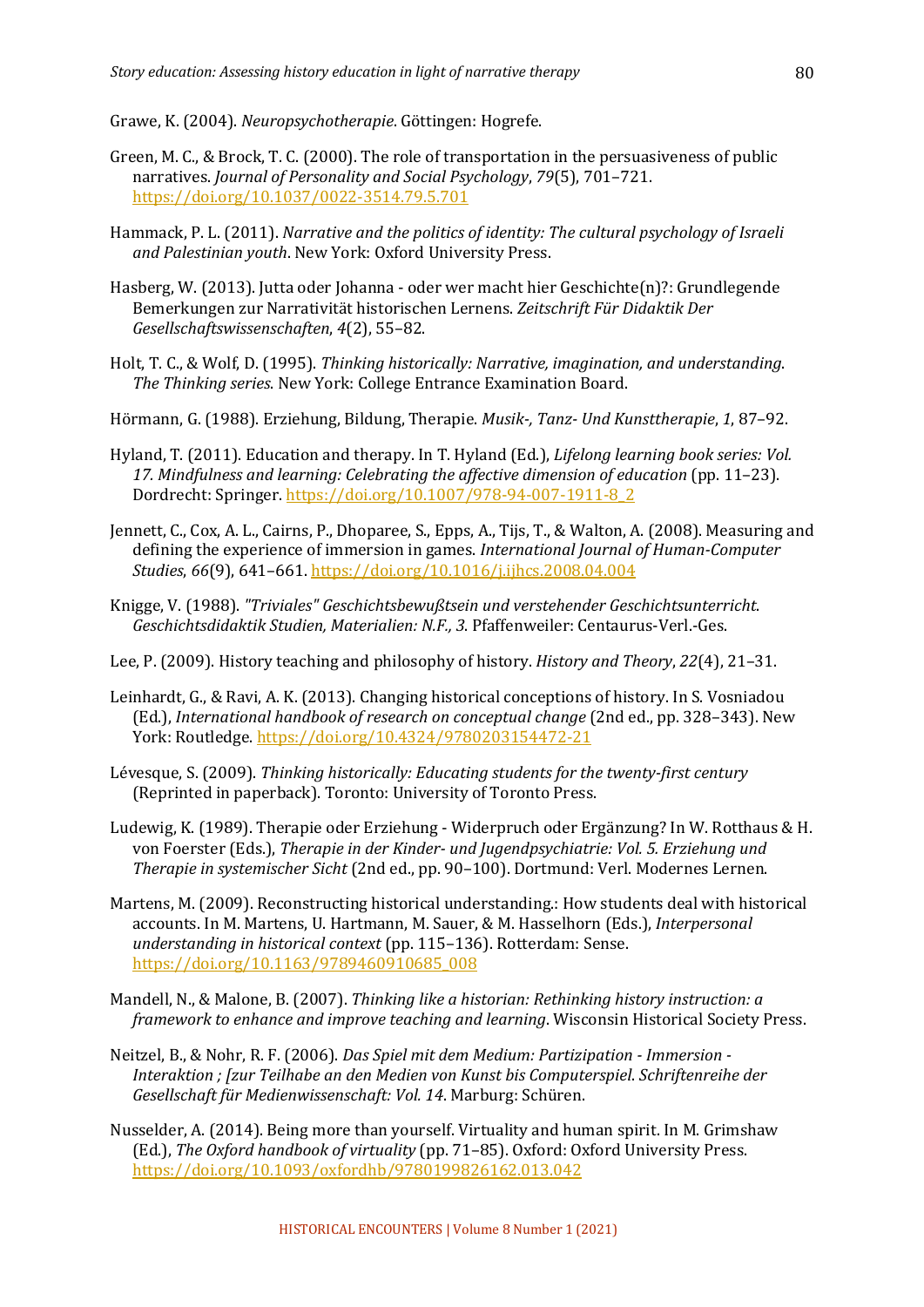Grawe, K. (2004). *Neuropsychotherapie*. Göttingen: Hogrefe.

Green, M. C., & Brock, T. C. (2000). The role of transportation in the persuasiveness of public narratives. *Journal of Personality and Social Psychology*, *79*(5), 701–721. https://doi.org/10.1037/0022-3514.79.5.701

Hammack, P. L. (2011). *Narrative and the politics of identity: The cultural psychology of Israeli and Palestinian youth*. New York: Oxford University Press.

Hasberg, W. (2013). Jutta oder Johanna - oder wer macht hier Geschichte(n)?: Grundlegende Bemerkungen zur Narrativität historischen Lernens. *Zeitschrift Für Didaktik Der Gesellschaftswissenschaften*, *4*(2), 55–82.

Holt, T. C., & Wolf, D. (1995). *Thinking historically: Narrative, imagination, and understanding. The Thinking series*. New York: College Entrance Examination Board.

Hörmann, G. (1988). Erziehung, Bildung, Therapie. *Musik-, Tanz- Und Kunsttherapie*, *1*, 87–92.

Hyland, T. (2011). Education and therapy. In T. Hyland (Ed.), *Lifelong learning book series: Vol. 17. Mindfulness and learning: Celebrating the affective dimension of education* (pp. 11–23). Dordrecht: Springer. https://doi.org/10.1007/978-94-007-1911-8_2

Jennett, C., Cox, A. L., Cairns, P., Dhoparee, S., Epps, A., Tijs, T., & Walton, A. (2008). Measuring and defining the experience of immersion in games. *International Journal of Human-Computer Studies*, *66*(9), 641–661. https://doi.org/10.1016/j.ijhcs.2008.04.004

Knigge, V. (1988). *"Triviales" Geschichtsbewußtsein und verstehender Geschichtsunterricht. Geschichtsdidaktik Studien, Materialien: N.F., 3*. Pfaffenweiler: Centaurus-Verl.-Ges.

Lee, P. (2009). History teaching and philosophy of history. *History and Theory*, *22*(4), 21–31.

Leinhardt, G., & Ravi, A. K. (2013). Changing historical conceptions of history. In S. Vosniadou (Ed.), *International handbook of research on conceptual change* (2nd ed., pp. 328–343). New York: Routledge. https://doi.org/10.4324/9780203154472-21

Lévesque, S. (2009). *Thinking historically: Educating students for the twenty-first century* (Reprinted in paperback). Toronto: University of Toronto Press.

Ludewig, K. (1989). Therapie oder Erziehung - Widerpruch oder Ergänzung? In W. Rotthaus & H. von Foerster (Eds.), *Therapie in der Kinder- und Jugendpsychiatrie: Vol. 5. Erziehung und Therapie in systemischer Sicht* (2nd ed., pp. 90–100). Dortmund: Verl. Modernes Lernen.

Martens, M. (2009). Reconstructing historical understanding.: How students deal with historical accounts. In M. Martens, U. Hartmann, M. Sauer, & M. Hasselhorn (Eds.), *Interpersonal understanding in historical context* (pp. 115–136). Rotterdam: Sense. https://doi.org/10.1163/9789460910685_008

Mandell, N., & Malone, B. (2007). *Thinking like a historian: Rethinking history instruction: a framework to enhance and improve teaching and learning*. Wisconsin Historical Society Press.

Neitzel, B., & Nohr, R. F. (2006). *Das Spiel mit dem Medium: Partizipation - Immersion - Interaktion ; [zur Teilhabe an den Medien von Kunst bis Computerspiel. Schriftenreihe der Gesellschaft für Medienwissenschaft: Vol. 14*. Marburg: Schüren.

Nusselder, A. (2014). Being more than yourself. Virtuality and human spirit. In M. Grimshaw (Ed.), *The Oxford handbook of virtuality* (pp. 71–85). Oxford: Oxford University Press. https://doi.org/10.1093/oxfordhb/9780199826162.013.042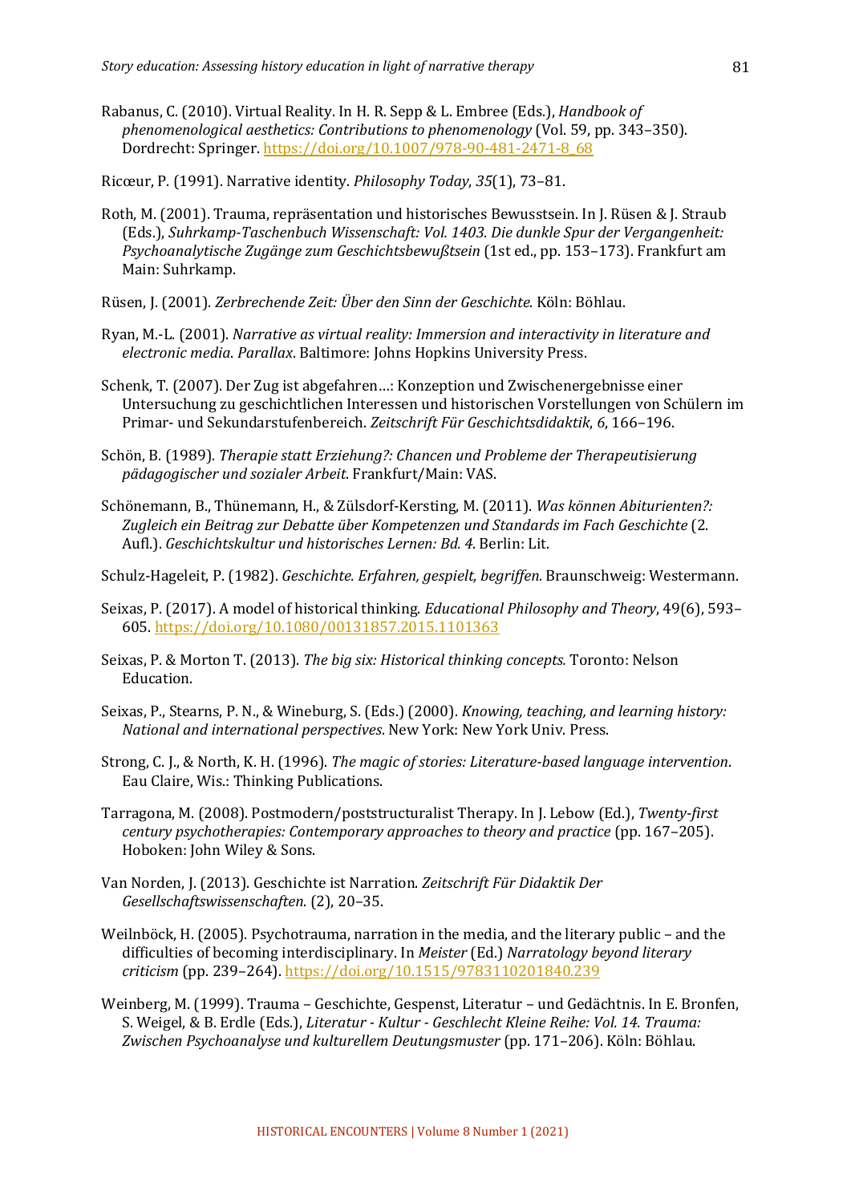Rabanus, C. (2010). Virtual Reality. In H. R. Sepp & L. Embree (Eds.), *Handbook of phenomenological aesthetics: Contributions to phenomenology* (Vol. 59, pp. 343–350). Dordrecht: Springer. https://doi.org/10.1007/978-90-481-2471-8_68

Ricœur, P. (1991). Narrative identity. *Philosophy Today*, *35*(1), 73–81.

Roth, M. (2001). Trauma, repräsentation und historisches Bewusstsein. In J. Rüsen & J. Straub (Eds.), *Suhrkamp-Taschenbuch Wissenschaft: Vol. 1403. Die dunkle Spur der Vergangenheit: Psychoanalytische Zugänge zum Geschichtsbewußtsein* (1st ed., pp. 153–173). Frankfurt am Main: Suhrkamp.

Rüsen, J. (2001). *Zerbrechende Zeit: Über den Sinn der Geschichte*. Köln: Böhlau.

Ryan, M.-L. (2001). *Narrative as virtual reality: Immersion and interactivity in literature and electronic media*. *Parallax*. Baltimore: Johns Hopkins University Press.

Schenk, T. (2007). Der Zug ist abgefahren…: Konzeption und Zwischenergebnisse einer Untersuchung zu geschichtlichen Interessen und historischen Vorstellungen von Schülern im Primar- und Sekundarstufenbereich. *Zeitschrift Für Geschichtsdidaktik*, *6*, 166–196.

Schön, B. (1989). *Therapie statt Erziehung?: Chancen und Probleme der Therapeutisierung pädagogischer und sozialer Arbeit*. Frankfurt/Main: VAS.

Schönemann, B., Thünemann, H., & Zülsdorf-Kersting, M. (2011). *Was können Abiturienten?: Zugleich ein Beitrag zur Debatte über Kompetenzen und Standards im Fach Geschichte* (2. Aufl.). *Geschichtskultur und historisches Lernen: Bd. 4*. Berlin: Lit.

Schulz-Hageleit, P. (1982). *Geschichte. Erfahren, gespielt, begriffen.* Braunschweig: Westermann.

Seixas, P. (2017). A model of historical thinking. *Educational Philosophy and Theory*, 49(6), 593–605. https://doi.org/10.1080/00131857.2015.1101363

Seixas, P. & Morton T. (2013). *The big six: Historical thinking concepts.* Toronto: Nelson Education.

Seixas, P., Stearns, P. N., & Wineburg, S. (Eds.) (2000). *Knowing, teaching, and learning history: National and international perspectives*. New York: New York Univ. Press.

Strong, C. J., & North, K. H. (1996). *The magic of stories: Literature-based language intervention*. Eau Claire, Wis.: Thinking Publications.

Tarragona, M. (2008). Postmodern/poststructuralist Therapy. In J. Lebow (Ed.), *Twenty-first century psychotherapies: Contemporary approaches to theory and practice* (pp. 167–205). Hoboken: John Wiley & Sons.

Van Norden, J. (2013). Geschichte ist Narration. *Zeitschrift Für Didaktik Der Gesellschaftswissenschaften*. (2), 20–35.

Weilnböck, H. (2005). Psychotrauma, narration in the media, and the literary public – and the difficulties of becoming interdisciplinary. In *Meister* (Ed.) *Narratology beyond literary criticism* (pp. 239–264). https://doi.org/10.1515/9783110201840.239

Weinberg, M. (1999). Trauma – Geschichte, Gespenst, Literatur – und Gedächtnis. In E. Bronfen, S. Weigel, & B. Erdle (Eds.), *Literatur - Kultur - Geschlecht Kleine Reihe: Vol. 14. Trauma: Zwischen Psychoanalyse und kulturellem Deutungsmuster* (pp. 171–206). Köln: Böhlau.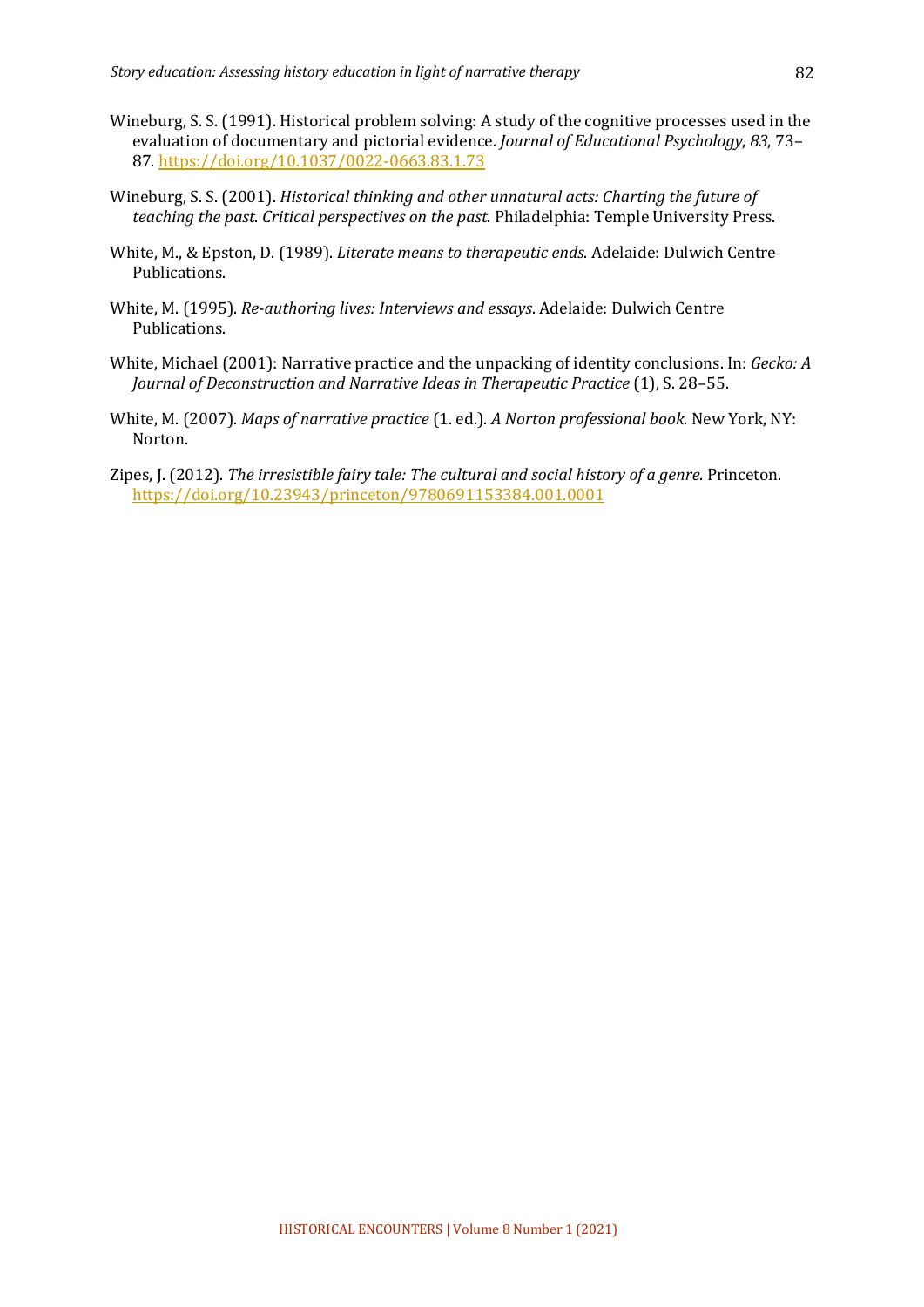Wineburg, S. S. (1991). Historical problem solving: A study of the cognitive processes used in the evaluation of documentary and pictorial evidence. *Journal of Educational Psychology*, *83*, 73–87. https://doi.org/10.1037/0022-0663.83.1.73

Wineburg, S. S. (2001). *Historical thinking and other unnatural acts: Charting the future of teaching the past*. *Critical perspectives on the past*. Philadelphia: Temple University Press.

White, M., & Epston, D. (1989). *Literate means to therapeutic ends*. Adelaide: Dulwich Centre Publications.

White, M. (1995). *Re-authoring lives: Interviews and essays*. Adelaide: Dulwich Centre Publications.

White, Michael (2001): Narrative practice and the unpacking of identity conclusions. In: *Gecko: A Journal of Deconstruction and Narrative Ideas in Therapeutic Practice* (1), S. 28–55.

White, M. (2007). *Maps of narrative practice* (1. ed.). *A Norton professional book*. New York, NY: Norton.

Zipes, J. (2012). *The irresistible fairy tale: The cultural and social history of a genre*. Princeton. https://doi.org/10.23943/princeton/9780691153384.001.0001